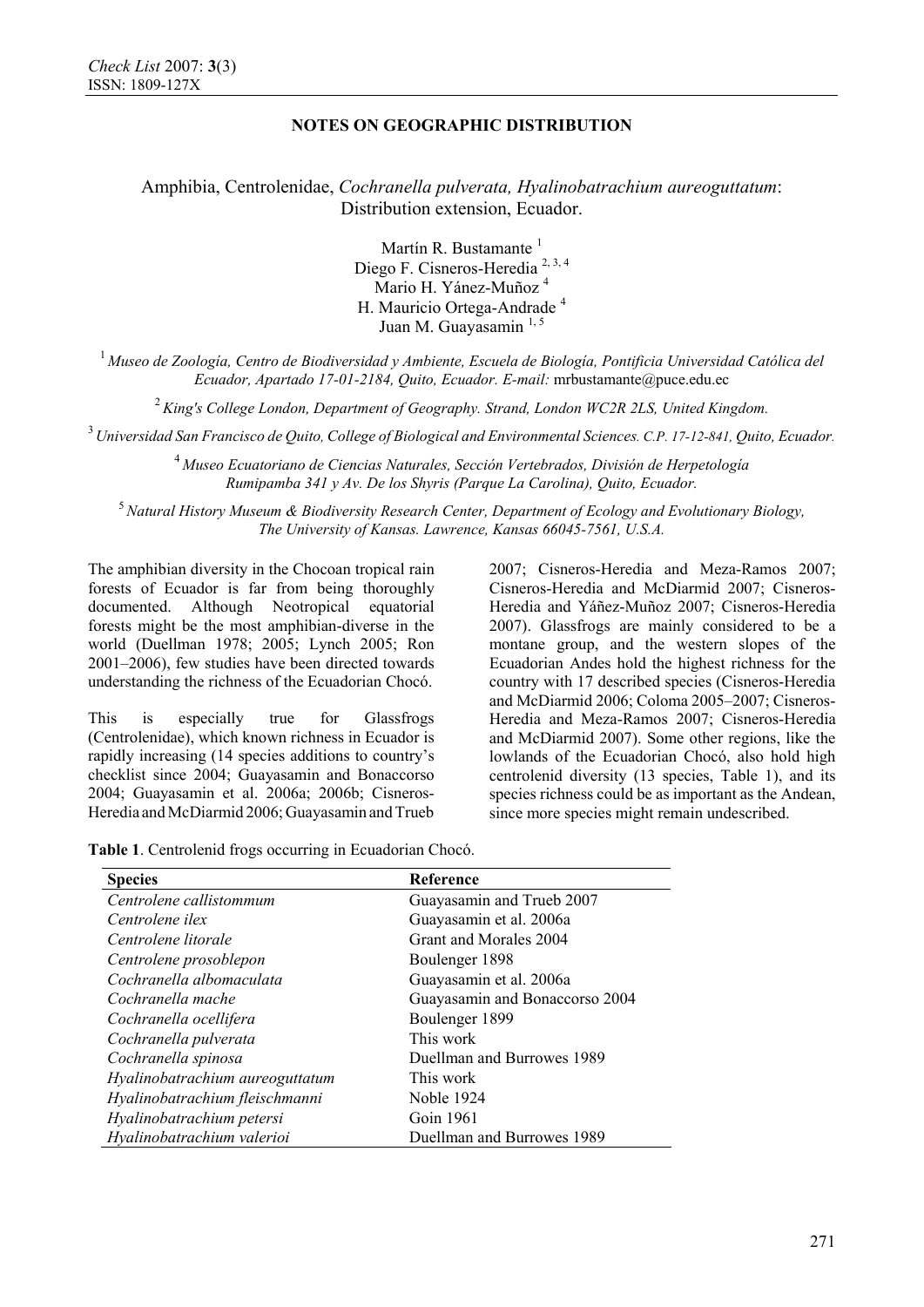**NOTES ON GEOGRAPHIC DISTRIBUTION**

# Amphibia, Centrolenidae, *Cochranella pulverata, Hyalinobatrachium aureoguttatum*: Distribution extension, Ecuador.

Martín R. Bustamante [1]
Diego F. Cisneros-Heredia [2, 3, 4]
Mario H. Yánez-Muñoz [4]
H. Mauricio Ortega-Andrade [4]
Juan M. Guayasamin [1, 5]

[1] *Museo de Zoología, Centro de Biodiversidad y Ambiente, Escuela de Biología, Pontificia Universidad Católica del Ecuador, Apartado 17-01-2184, Quito, Ecuador. E-mail:* mrbustamante@puce.edu.ec

[2] *King's College London, Department of Geography. Strand, London WC2R 2LS, United Kingdom.*

[3] *Universidad San Francisco de Quito, College of Biological and Environmental Sciences. C.P. 17-12-841, Quito, Ecuador.*

[4] *Museo Ecuatoriano de Ciencias Naturales, Sección Vertebrados, División de Herpetología Rumipamba 341 y Av. De los Shyris (Parque La Carolina), Quito, Ecuador.*

[5] *Natural History Museum & Biodiversity Research Center, Department of Ecology and Evolutionary Biology, The University of Kansas. Lawrence, Kansas 66045-7561, U.S.A.*

The amphibian diversity in the Chocoan tropical rain forests of Ecuador is far from being thoroughly documented. Although Neotropical equatorial forests might be the most amphibian-diverse in the world (Duellman 1978; 2005; Lynch 2005; Ron 2001–2006), few studies have been directed towards understanding the richness of the Ecuadorian Chocó.

This is especially true for Glassfrogs (Centrolenidae), which known richness in Ecuador is rapidly increasing (14 species additions to country's checklist since 2004; Guayasamin and Bonaccorso 2004; Guayasamin et al. 2006a; 2006b; Cisneros-Heredia and McDiarmid 2006; Guayasamin and Trueb 2007; Cisneros-Heredia and Meza-Ramos 2007; Cisneros-Heredia and McDiarmid 2007; Cisneros-Heredia and Yáñez-Muñoz 2007; Cisneros-Heredia 2007). Glassfrogs are mainly considered to be a montane group, and the western slopes of the Ecuadorian Andes hold the highest richness for the country with 17 described species (Cisneros-Heredia and McDiarmid 2006; Coloma 2005–2007; Cisneros-Heredia and Meza-Ramos 2007; Cisneros-Heredia and McDiarmid 2007). Some other regions, like the lowlands of the Ecuadorian Chocó, also hold high centrolenid diversity (13 species, Table 1), and its species richness could be as important as the Andean, since more species might remain undescribed.

**Table 1**. Centrolenid frogs occurring in Ecuadorian Chocó.

| Species | Reference |
|---|---|
| *Centrolene callistommum* | Guayasamin and Trueb 2007 |
| *Centrolene ilex* | Guayasamin et al. 2006a |
| *Centrolene litorale* | Grant and Morales 2004 |
| *Centrolene prosoblepon* | Boulenger 1898 |
| *Cochranella albomaculata* | Guayasamin et al. 2006a |
| *Cochranella mache* | Guayasamin and Bonaccorso 2004 |
| *Cochranella ocellifera* | Boulenger 1899 |
| *Cochranella pulverata* | This work |
| *Cochranella spinosa* | Duellman and Burrowes 1989 |
| *Hyalinobatrachium aureoguttatum* | This work |
| *Hyalinobatrachium fleischmanni* | Noble 1924 |
| *Hyalinobatrachium petersi* | Goin 1961 |
| *Hyalinobatrachium valerioi* | Duellman and Burrowes 1989 |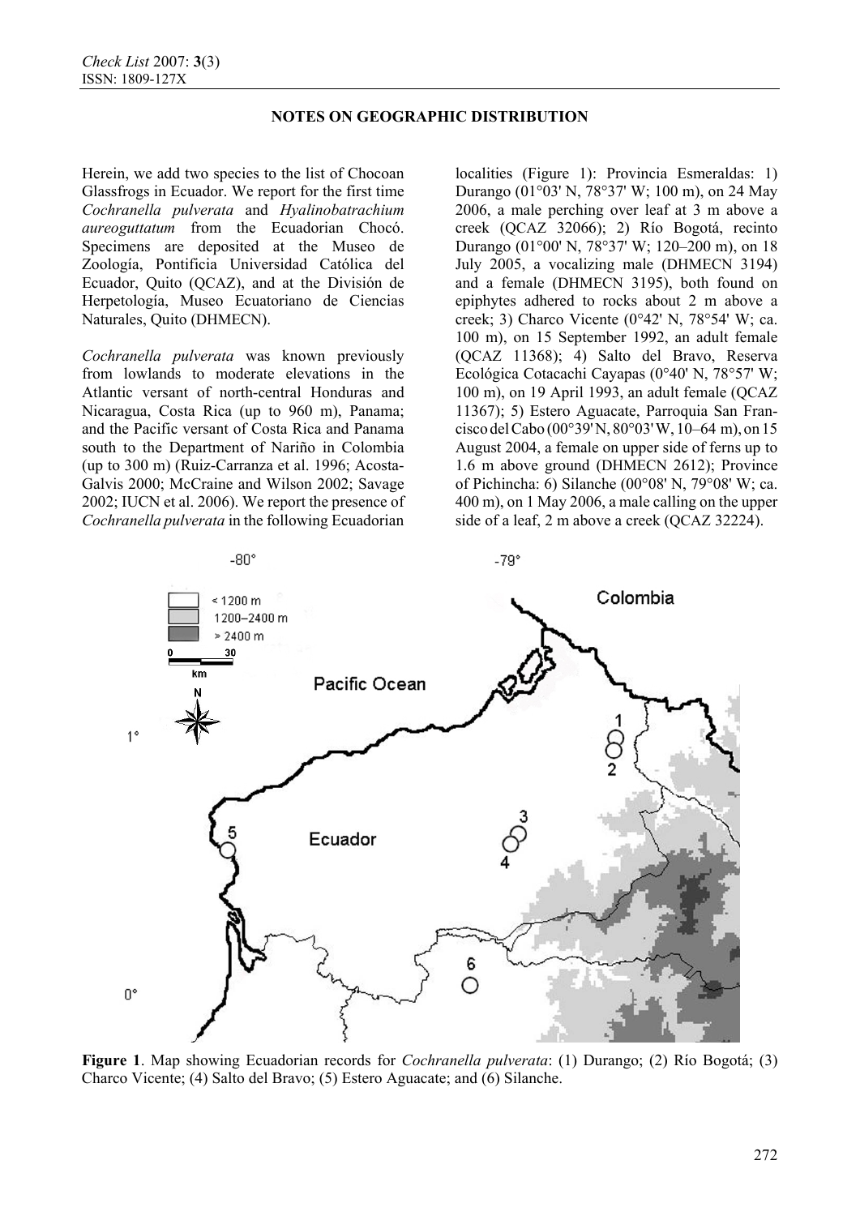**NOTES ON GEOGRAPHIC DISTRIBUTION**

Herein, we add two species to the list of Chocoan Glassfrogs in Ecuador. We report for the first time *Cochranella pulverata* and *Hyalinobatrachium aureoguttatum* from the Ecuadorian Chocó. Specimens are deposited at the Museo de Zoología, Pontificia Universidad Católica del Ecuador, Quito (QCAZ), and at the División de Herpetología, Museo Ecuatoriano de Ciencias Naturales, Quito (DHMECN).

*Cochranella pulverata* was known previously from lowlands to moderate elevations in the Atlantic versant of north-central Honduras and Nicaragua, Costa Rica (up to 960 m), Panama; and the Pacific versant of Costa Rica and Panama south to the Department of Nariño in Colombia (up to 300 m) (Ruiz-Carranza et al. 1996; Acosta-Galvis 2000; McCraine and Wilson 2002; Savage 2002; IUCN et al. 2006). We report the presence of *Cochranella pulverata* in the following Ecuadorian localities (Figure 1): Provincia Esmeraldas: 1) Durango (01°03' N, 78°37' W; 100 m), on 24 May 2006, a male perching over leaf at 3 m above a creek (QCAZ 32066); 2) Río Bogotá, recinto Durango (01°00' N, 78°37' W; 120–200 m), on 18 July 2005, a vocalizing male (DHMECN 3194) and a female (DHMECN 3195), both found on epiphytes adhered to rocks about 2 m above a creek; 3) Charco Vicente (0°42' N, 78°54' W; ca. 100 m), on 15 September 1992, an adult female (QCAZ 11368); 4) Salto del Bravo, Reserva Ecológica Cotacachi Cayapas (0°40' N, 78°57' W; 100 m), on 19 April 1993, an adult female (QCAZ 11367); 5) Estero Aguacate, Parroquia San Francisco del Cabo (00°39' N, 80°03' W, 10–64 m), on 15 August 2004, a female on upper side of ferns up to 1.6 m above ground (DHMECN 2612); Province of Pichincha: 6) Silanche (00°08' N, 79°08' W; ca. 400 m), on 1 May 2006, a male calling on the upper side of a leaf, 2 m above a creek (QCAZ 32224).

**Figure 1**. Map showing Ecuadorian records for *Cochranella pulverata*: (1) Durango; (2) Río Bogotá; (3) Charco Vicente; (4) Salto del Bravo; (5) Estero Aguacate; and (6) Silanche.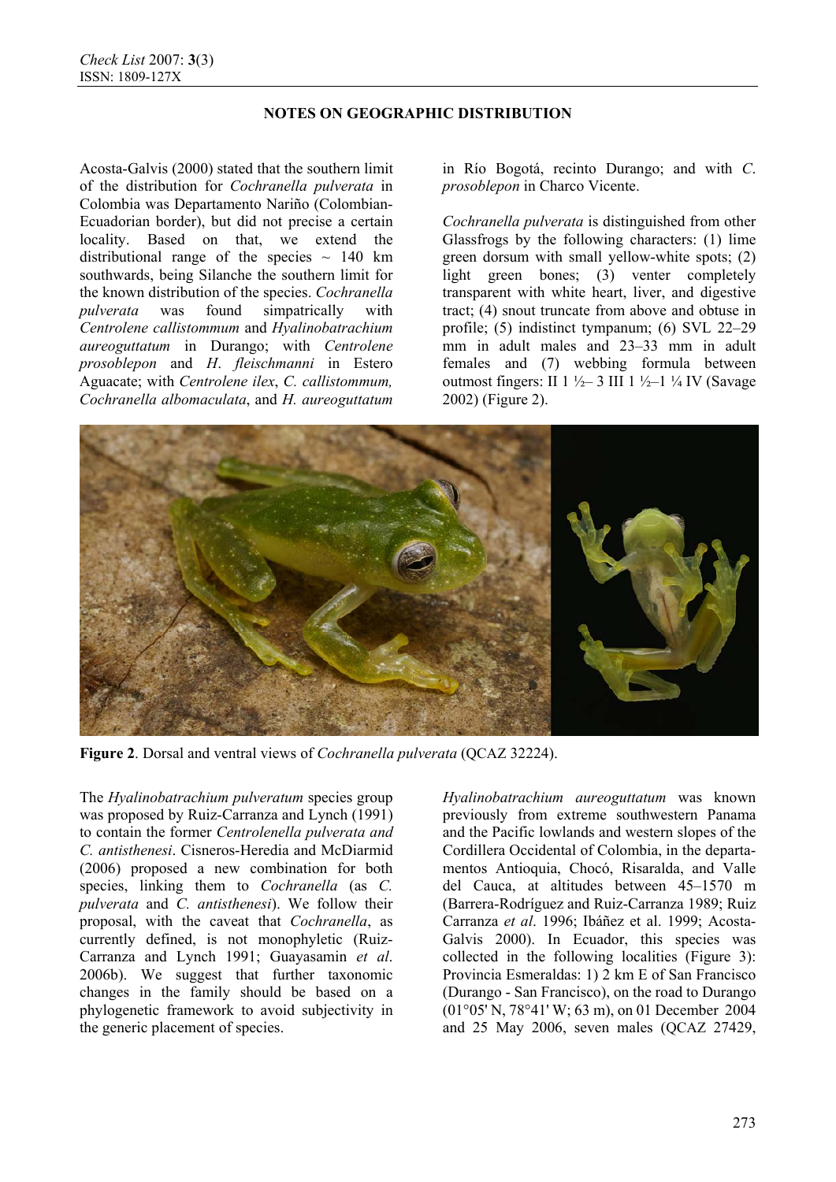## NOTES ON GEOGRAPHIC DISTRIBUTION

Acosta-Galvis (2000) stated that the southern limit of the distribution for *Cochranella pulverata* in Colombia was Departamento Nariño (Colombian-Ecuadorian border), but did not precise a certain locality. Based on that, we extend the distributional range of the species ~ 140 km southwards, being Silanche the southern limit for the known distribution of the species. *Cochranella pulverata* was found simpatrically with *Centrolene callistommum* and *Hyalinobatrachium aureoguttatum* in Durango; with *Centrolene prosoblepon* and *H. fleischmanni* in Estero Aguacate; with *Centrolene ilex*, *C. callistommum, Cochranella albomaculata*, and *H. aureoguttatum* in Río Bogotá, recinto Durango; and with *C. prosoblepon* in Charco Vicente.

*Cochranella pulverata* is distinguished from other Glassfrogs by the following characters: (1) lime green dorsum with small yellow-white spots; (2) light green bones; (3) venter completely transparent with white heart, liver, and digestive tract; (4) snout truncate from above and obtuse in profile; (5) indistinct tympanum; (6) SVL 22–29 mm in adult males and 23–33 mm in adult females and (7) webbing formula between outmost fingers: II 1 ½– 3 III 1 ½–1 ¼ IV (Savage 2002) (Figure 2).

**Figure 2**. Dorsal and ventral views of *Cochranella pulverata* (QCAZ 32224).

The *Hyalinobatrachium pulveratum* species group was proposed by Ruiz-Carranza and Lynch (1991) to contain the former *Centrolenella pulverata and C. antisthenesi*. Cisneros-Heredia and McDiarmid (2006) proposed a new combination for both species, linking them to *Cochranella* (as *C. pulverata* and *C. antisthenesi*). We follow their proposal, with the caveat that *Cochranella*, as currently defined, is not monophyletic (Ruiz-Carranza and Lynch 1991; Guayasamin *et al*. 2006b). We suggest that further taxonomic changes in the family should be based on a phylogenetic framework to avoid subjectivity in the generic placement of species.

*Hyalinobatrachium aureoguttatum* was known previously from extreme southwestern Panama and the Pacific lowlands and western slopes of the Cordillera Occidental of Colombia, in the departamentos Antioquia, Chocó, Risaralda, and Valle del Cauca, at altitudes between 45–1570 m (Barrera-Rodríguez and Ruiz-Carranza 1989; Ruiz Carranza *et al*. 1996; Ibáñez et al. 1999; Acosta-Galvis 2000). In Ecuador, this species was collected in the following localities (Figure 3): Provincia Esmeraldas: 1) 2 km E of San Francisco (Durango - San Francisco), on the road to Durango (01°05' N, 78°41' W; 63 m), on 01 December 2004 and 25 May 2006, seven males (QCAZ 27429,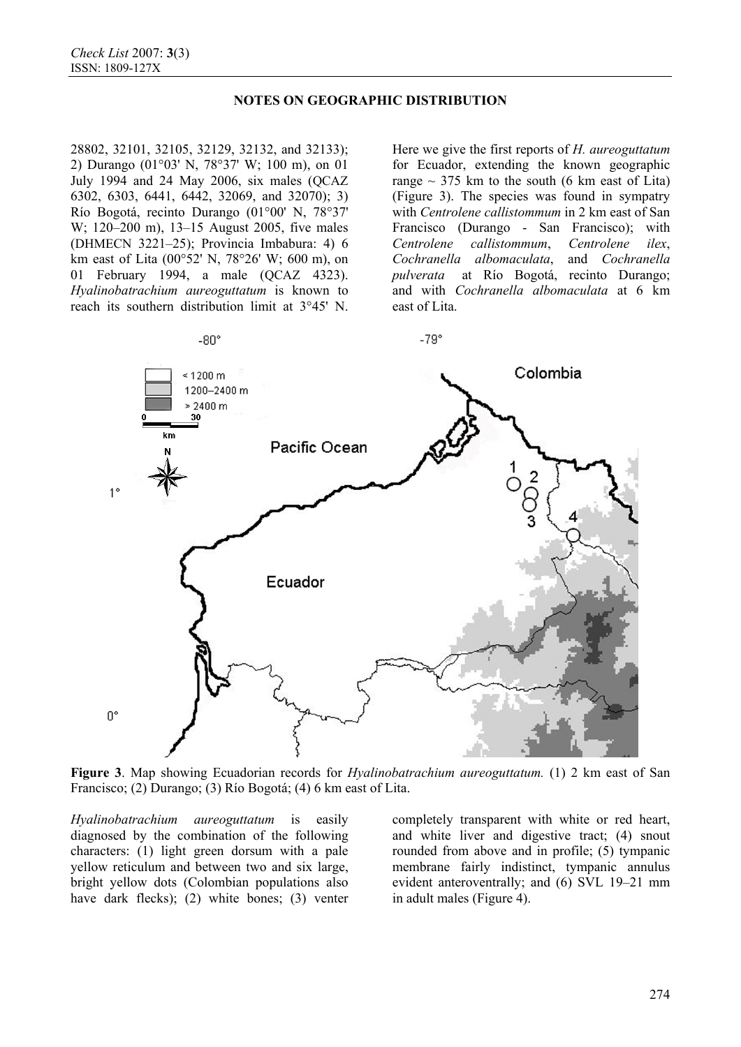28802, 32101, 32105, 32129, 32132, and 32133); 2) Durango (01°03' N, 78°37' W; 100 m), on 01 July 1994 and 24 May 2006, six males (QCAZ 6302, 6303, 6441, 6442, 32069, and 32070); 3) Río Bogotá, recinto Durango (01°00' N, 78°37' W; 120–200 m), 13–15 August 2005, five males (DHMECN 3221–25); Provincia Imbabura: 4) 6 km east of Lita (00°52' N, 78°26' W; 600 m), on 01 February 1994, a male (QCAZ 4323). *Hyalinobatrachium aureoguttatum* is known to reach its southern distribution limit at 3°45' N. Here we give the first reports of *H. aureoguttatum* for Ecuador, extending the known geographic range ~ 375 km to the south (6 km east of Lita) (Figure 3). The species was found in sympatry with *Centrolene callistommum* in 2 km east of San Francisco (Durango - San Francisco); with *Centrolene callistommum*, *Centrolene ilex*, *Cochranella albomaculata*, and *Cochranella pulverata* at Río Bogotá, recinto Durango; and with *Cochranella albomaculata* at 6 km east of Lita.

**Figure 3**. Map showing Ecuadorian records for *Hyalinobatrachium aureoguttatum.* (1) 2 km east of San Francisco; (2) Durango; (3) Río Bogotá; (4) 6 km east of Lita.

*Hyalinobatrachium aureoguttatum* is easily diagnosed by the combination of the following characters: (1) light green dorsum with a pale yellow reticulum and between two and six large, bright yellow dots (Colombian populations also have dark flecks); (2) white bones; (3) venter completely transparent with white or red heart, and white liver and digestive tract; (4) snout rounded from above and in profile; (5) tympanic membrane fairly indistinct, tympanic annulus evident anteroventrally; and (6) SVL 19–21 mm in adult males (Figure 4).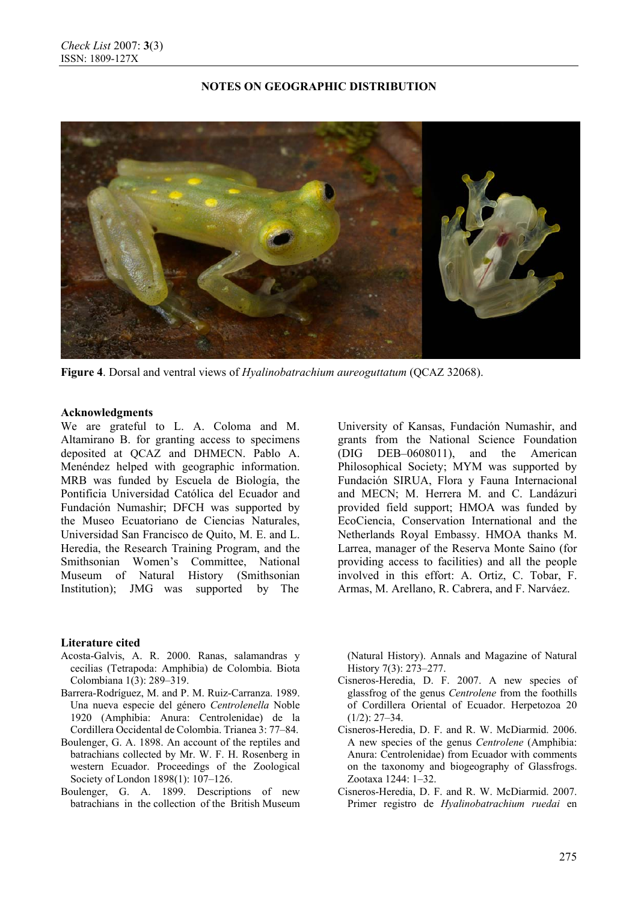## NOTES ON GEOGRAPHIC DISTRIBUTION

**Figure 4**. Dorsal and ventral views of *Hyalinobatrachium aureoguttatum* (QCAZ 32068).

### Acknowledgments

We are grateful to L. A. Coloma and M. Altamirano B. for granting access to specimens deposited at QCAZ and DHMECN. Pablo A. Menéndez helped with geographic information. MRB was funded by Escuela de Biología, the Pontificia Universidad Católica del Ecuador and Fundación Numashir; DFCH was supported by the Museo Ecuatoriano de Ciencias Naturales, Universidad San Francisco de Quito, M. E. and L. Heredia, the Research Training Program, and the Smithsonian Women's Committee, National Museum of Natural History (Smithsonian Institution); JMG was supported by The University of Kansas, Fundación Numashir, and grants from the National Science Foundation (DIG DEB–0608011), and the American Philosophical Society; MYM was supported by Fundación SIRUA, Flora y Fauna Internacional and MECN; M. Herrera M. and C. Landázuri provided field support; HMOA was funded by EcoCiencia, Conservation International and the Netherlands Royal Embassy. HMOA thanks M. Larrea, manager of the Reserva Monte Saino (for providing access to facilities) and all the people involved in this effort: A. Ortiz, C. Tobar, F. Armas, M. Arellano, R. Cabrera, and F. Narváez.

### Literature cited

Acosta-Galvis, A. R. 2000. Ranas, salamandras y cecilias (Tetrapoda: Amphibia) de Colombia. Biota Colombiana 1(3): 289–319.

Barrera-Rodríguez, M. and P. M. Ruiz-Carranza. 1989. Una nueva especie del género *Centrolenella* Noble 1920 (Amphibia: Anura: Centrolenidae) de la Cordillera Occidental de Colombia. Trianea 3: 77–84.

Boulenger, G. A. 1898. An account of the reptiles and batrachians collected by Mr. W. F. H. Rosenberg in western Ecuador. Proceedings of the Zoological Society of London 1898(1): 107–126.

Boulenger, G. A. 1899. Descriptions of new batrachians in the collection of the British Museum (Natural History). Annals and Magazine of Natural History 7(3): 273–277.

Cisneros-Heredia, D. F. 2007. A new species of glassfrog of the genus *Centrolene* from the foothills of Cordillera Oriental of Ecuador. Herpetozoa 20 (1/2): 27–34.

Cisneros-Heredia, D. F. and R. W. McDiarmid. 2006. A new species of the genus *Centrolene* (Amphibia: Anura: Centrolenidae) from Ecuador with comments on the taxonomy and biogeography of Glassfrogs. Zootaxa 1244: 1–32.

Cisneros-Heredia, D. F. and R. W. McDiarmid. 2007. Primer registro de *Hyalinobatrachium ruedai* en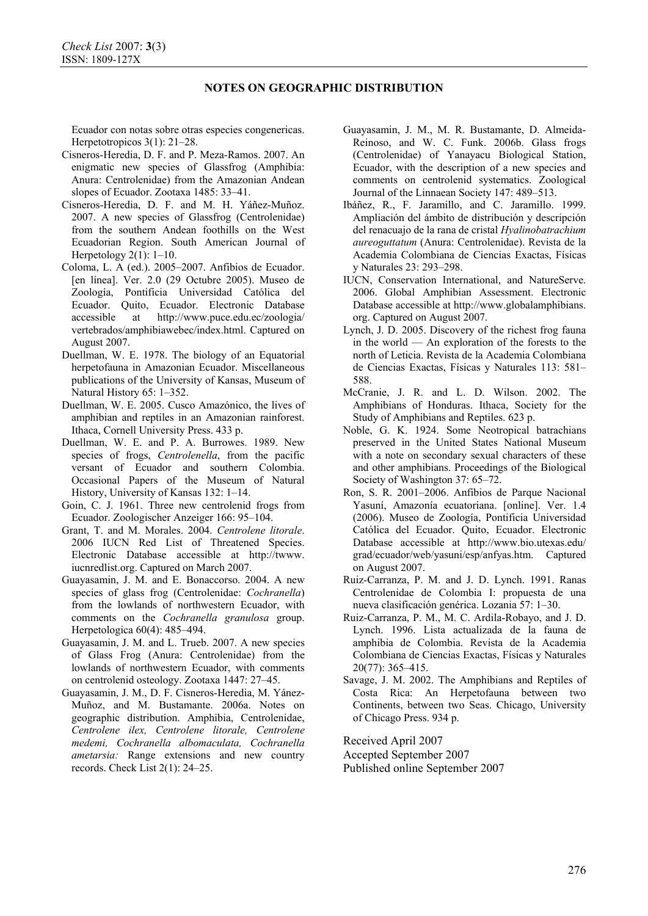Ecuador con notas sobre otras especies congenericas. Herpetotropicos 3(1): 21–28.

Cisneros-Heredia, D. F. and P. Meza-Ramos. 2007. An enigmatic new species of Glassfrog (Amphibia: Anura: Centrolenidae) from the Amazonian Andean slopes of Ecuador. Zootaxa 1485: 33–41.

Cisneros-Heredia, D. F. and M. H. Yáñez-Muñoz. 2007. A new species of Glassfrog (Centrolenidae) from the southern Andean foothills on the West Ecuadorian Region. South American Journal of Herpetology 2(1): 1–10.

Coloma, L. A (ed.). 2005–2007. Anfibios de Ecuador. [en línea]. Ver. 2.0 (29 Octubre 2005). Museo de Zoología, Pontificia Universidad Católica del Ecuador. Quito, Ecuador. Electronic Database accessible at http://www.puce.edu.ec/zoologia/vertebrados/amphibiawebec/index.html. Captured on August 2007.

Duellman, W. E. 1978. The biology of an Equatorial herpetofauna in Amazonian Ecuador. Miscellaneous publications of the University of Kansas, Museum of Natural History 65: 1–352.

Duellman, W. E. 2005. Cusco Amazónico, the lives of amphibian and reptiles in an Amazonian rainforest. Ithaca, Cornell University Press. 433 p.

Duellman, W. E. and P. A. Burrowes. 1989. New species of frogs, *Centrolenella*, from the pacific versant of Ecuador and southern Colombia. Occasional Papers of the Museum of Natural History, University of Kansas 132: 1–14.

Goin, C. J. 1961. Three new centrolenid frogs from Ecuador. Zoologischer Anzeiger 166: 95–104.

Grant, T. and M. Morales. 2004. *Centrolene litorale*. 2006 IUCN Red List of Threatened Species. Electronic Database accessible at http://twww.iucnredlist.org. Captured on March 2007.

Guayasamin, J. M. and E. Bonaccorso. 2004. A new species of glass frog (Centrolenidae: *Cochranella*) from the lowlands of northwestern Ecuador, with comments on the *Cochranella granulosa* group. Herpetologica 60(4): 485–494.

Guayasamin, J. M. and L. Trueb. 2007. A new species of Glass Frog (Anura: Centrolenidae) from the lowlands of northwestern Ecuador, with comments on centrolenid osteology. Zootaxa 1447: 27–45.

Guayasamin, J. M., D. F. Cisneros-Heredia, M. Yánez-Muñoz, and M. Bustamante. 2006a. Notes on geographic distribution. Amphibia, Centrolenidae, *Centrolene ilex, Centrolene litorale, Centrolene medemi, Cochranella albomaculata, Cochranella ametarsia:* Range extensions and new country records. Check List 2(1): 24–25.

Guayasamin, J. M., M. R. Bustamante, D. Almeida-Reinoso, and W. C. Funk. 2006b. Glass frogs (Centrolenidae) of Yanayacu Biological Station, Ecuador, with the description of a new species and comments on centrolenid systematics. Zoological Journal of the Linnaean Society 147: 489–513.

Ibáñez, R., F. Jaramillo, and C. Jaramillo. 1999. Ampliación del ámbito de distribución y descripción del renacuajo de la rana de cristal *Hyalinobatrachium aureoguttatum* (Anura: Centrolenidae). Revista de la Academia Colombiana de Ciencias Exactas, Físicas y Naturales 23: 293–298.

IUCN, Conservation International, and NatureServe. 2006. Global Amphibian Assessment. Electronic Database accessible at http://www.globalamphibians.org. Captured on August 2007.

Lynch, J. D. 2005. Discovery of the richest frog fauna in the world — An exploration of the forests to the north of Leticia. Revista de la Academia Colombiana de Ciencias Exactas, Físicas y Naturales 113: 581–588.

McCranie, J. R. and L. D. Wilson. 2002. The Amphibians of Honduras. Ithaca, Society for the Study of Amphibians and Reptiles. 623 p.

Noble, G. K. 1924. Some Neotropical batrachians preserved in the United States National Museum with a note on secondary sexual characters of these and other amphibians. Proceedings of the Biological Society of Washington 37: 65–72.

Ron, S. R. 2001–2006. Anfibios de Parque Nacional Yasuní, Amazonía ecuatoriana. [online]. Ver. 1.4 (2006). Museo de Zoología, Pontificia Universidad Católica del Ecuador. Quito, Ecuador. Electronic Database accessible at http://www.bio.utexas.edu/grad/ecuador/web/yasuni/esp/anfyas.htm. Captured on August 2007.

Ruiz-Carranza, P. M. and J. D. Lynch. 1991. Ranas Centrolenidae de Colombia I: propuesta de una nueva clasificación genérica. Lozania 57: 1–30.

Ruiz-Carranza, P. M., M. C. Ardila-Robayo, and J. D. Lynch. 1996. Lista actualizada de la fauna de amphibia de Colombia. Revista de la Academia Colombiana de Ciencias Exactas, Físicas y Naturales 20(77): 365–415.

Savage, J. M. 2002. The Amphibians and Reptiles of Costa Rica: An Herpetofauna between two Continents, between two Seas. Chicago, University of Chicago Press. 934 p.

Received April 2007
Accepted September 2007
Published online September 2007